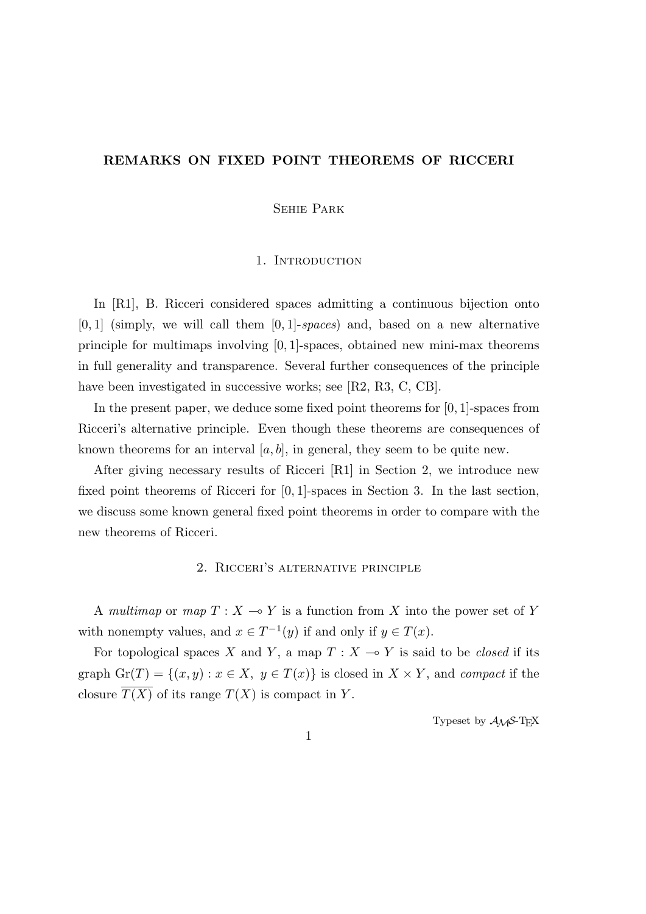# REMARKS ON FIXED POINT THEOREMS OF RICCERI

Sehie Park

## 1. Introduction

In [R1], B. Ricceri considered spaces admitting a continuous bijection onto $[0,1]$ (simply, we will call them $[0,1]$-*spaces*) and, based on a new alternative principle for multimaps involving $[0,1]$-spaces, obtained new mini-max theorems in full generality and transparence. Several further consequences of the principle have been investigated in successive works; see [R2, R3, C, CB].

In the present paper, we deduce some fixed point theorems for $[0,1]$-spaces from Ricceri's alternative principle. Even though these theorems are consequences of known theorems for an interval $[a,b]$, in general, they seem to be quite new.

After giving necessary results of Ricceri [R1] in Section 2, we introduce new fixed point theorems of Ricceri for $[0,1]$-spaces in Section 3. In the last section, we discuss some known general fixed point theorems in order to compare with the new theorems of Ricceri.

## 2. Ricceri's alternative principle

A *multimap* or *map* $T : X \multimap Y$ is a function from $X$ into the power set of $Y$ with nonempty values, and $x \in T^{-1}(y)$ if and only if $y \in T(x)$.

For topological spaces $X$ and $Y$, a map $T : X \multimap Y$ is said to be *closed* if its graph $\mathrm{Gr}(T) = \{(x,y) : x \in X,\ y \in T(x)\}$ is closed in $X \times Y$, and *compact* if the closure $\overline{T(X)}$ of its range $T(X)$ is compact in $Y$.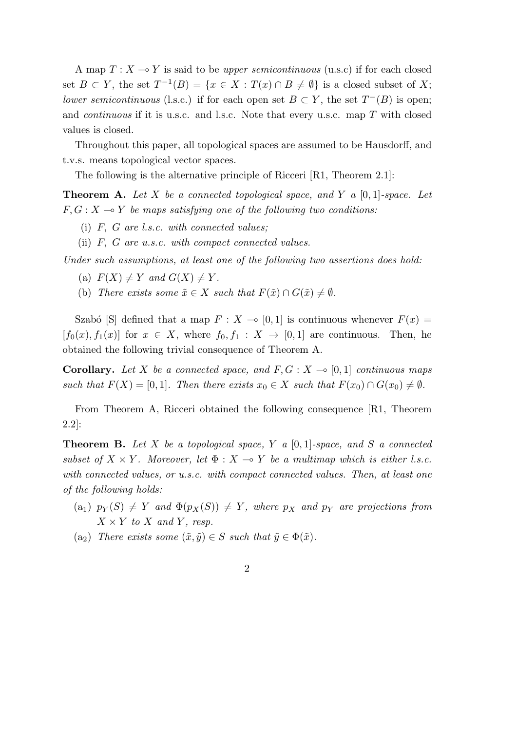A map $T : X \multimap Y$ is said to be *upper semicontinuous* (u.s.c) if for each closed set $B \subset Y$, the set $T^{-1}(B) = \{x \in X : T(x) \cap B \neq \emptyset\}$ is a closed subset of $X$; *lower semicontinuous* (l.s.c.) if for each open set $B \subset Y$, the set $T^{-}(B)$ is open; and *continuous* if it is u.s.c. and l.s.c. Note that every u.s.c. map $T$ with closed values is closed.

Throughout this paper, all topological spaces are assumed to be Hausdorff, and t.v.s. means topological vector spaces.

The following is the alternative principle of Ricceri [R1, Theorem 2.1]:

**Theorem A.** *Let $X$ be a connected topological space, and $Y$ a $[0, 1]$-space. Let $F, G : X \multimap Y$ be maps satisfying one of the following two conditions:*

- (i) *$F$, $G$ are l.s.c. with connected values;*
- (ii) *$F$, $G$ are u.s.c. with compact connected values.*

*Under such assumptions, at least one of the following two assertions does hold:*

- (a) *$F(X) \neq Y$ and $G(X) \neq Y$.*
- (b) *There exists some $\tilde{x} \in X$ such that $F(\tilde{x}) \cap G(\tilde{x}) \neq \emptyset$.*

Szabó [S] defined that a map $F : X \multimap [0, 1]$ is continuous whenever $F(x) = [f_0(x), f_1(x)]$ for $x \in X$, where $f_0, f_1 : X \to [0, 1]$ are continuous. Then, he obtained the following trivial consequence of Theorem A.

**Corollary.** *Let $X$ be a connected space, and $F, G : X \multimap [0, 1]$ continuous maps such that $F(X) = [0, 1]$. Then there exists $x_0 \in X$ such that $F(x_0) \cap G(x_0) \neq \emptyset$.*

From Theorem A, Ricceri obtained the following consequence [R1, Theorem 2.2]:

**Theorem B.** *Let $X$ be a topological space, $Y$ a $[0, 1]$-space, and $S$ a connected subset of $X \times Y$. Moreover, let $\Phi : X \multimap Y$ be a multimap which is either l.s.c. with connected values, or u.s.c. with compact connected values. Then, at least one of the following holds:*

- ($a_1$) *$p_Y(S) \neq Y$ and $\Phi(p_X(S)) \neq Y$, where $p_X$ and $p_Y$ are projections from $X \times Y$ to $X$ and $Y$, resp.*
- ($a_2$) *There exists some $(\tilde{x}, \tilde{y}) \in S$ such that $\tilde{y} \in \Phi(\tilde{x})$.*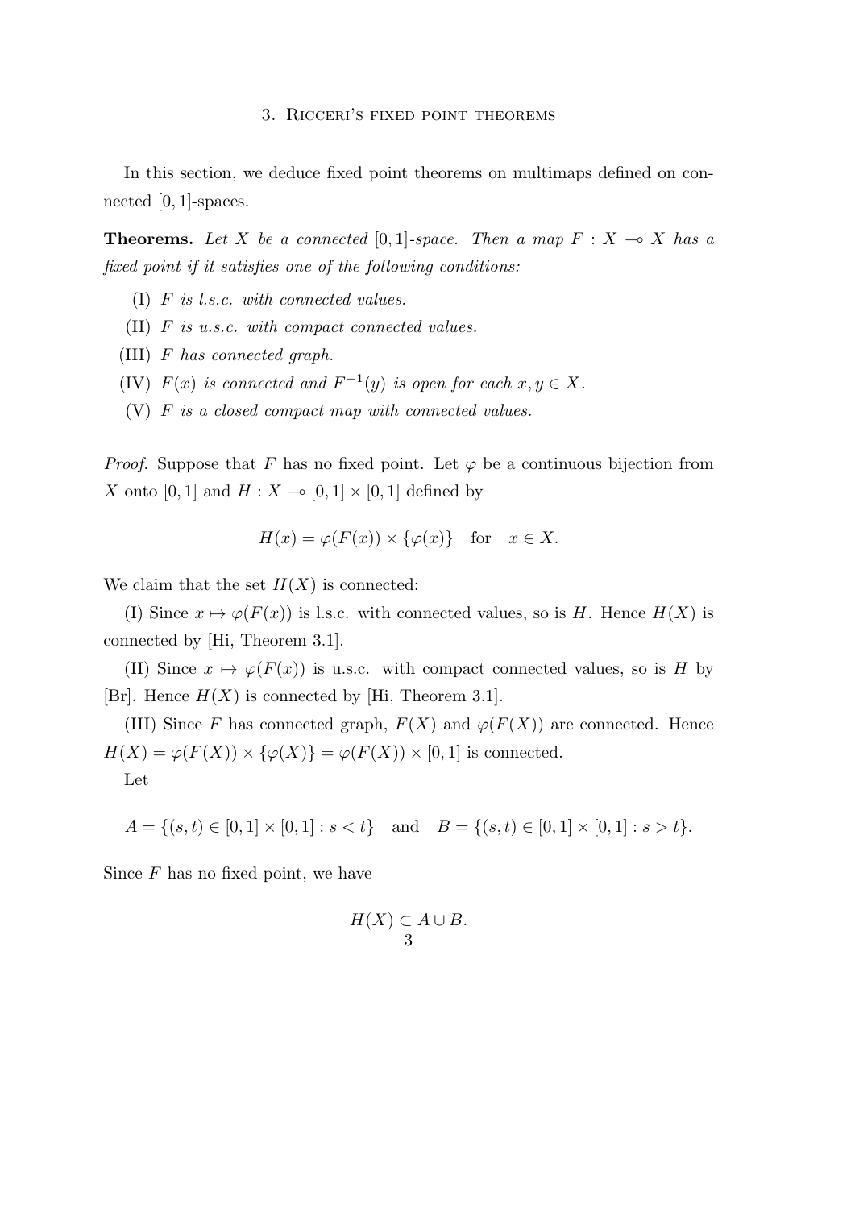## 3. Ricceri's fixed point theorems

In this section, we deduce fixed point theorems on multimaps defined on connected $[0,1]$-spaces.

**Theorems.** *Let $X$ be a connected $[0,1]$-space. Then a map $F : X \multimap X$ has a fixed point if it satisfies one of the following conditions:*

(I) *$F$ is l.s.c. with connected values.*

(II) *$F$ is u.s.c. with compact connected values.*

(III) *$F$ has connected graph.*

(IV) *$F(x)$ is connected and $F^{-1}(y)$ is open for each $x, y \in X$.*

(V) *$F$ is a closed compact map with connected values.*

*Proof.* Suppose that $F$ has no fixed point. Let $\varphi$ be a continuous bijection from $X$ onto $[0,1]$ and $H : X \multimap [0,1] \times [0,1]$ defined by

$$H(x) = \varphi(F(x)) \times \{\varphi(x)\} \quad \text{for} \quad x \in X.$$

We claim that the set $H(X)$ is connected:

(I) Since $x \mapsto \varphi(F(x))$ is l.s.c. with connected values, so is $H$. Hence $H(X)$ is connected by [Hi, Theorem 3.1].

(II) Since $x \mapsto \varphi(F(x))$ is u.s.c. with compact connected values, so is $H$ by [Br]. Hence $H(X)$ is connected by [Hi, Theorem 3.1].

(III) Since $F$ has connected graph, $F(X)$ and $\varphi(F(X))$ are connected. Hence $H(X) = \varphi(F(X)) \times \{\varphi(X)\} = \varphi(F(X)) \times [0,1]$ is connected.

Let

$$A = \{(s,t) \in [0,1] \times [0,1] : s < t\} \quad \text{and} \quad B = \{(s,t) \in [0,1] \times [0,1] : s > t\}.$$

Since $F$ has no fixed point, we have

$$H(X) \subset A \cup B.$$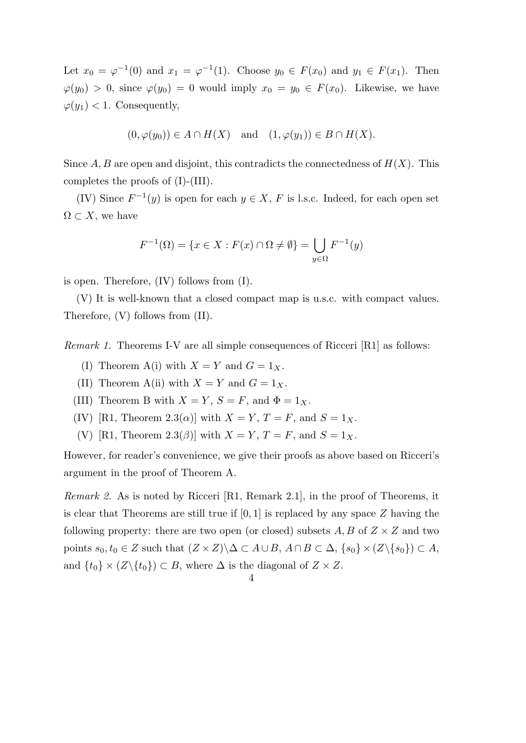Let $x_0 = \varphi^{-1}(0)$ and $x_1 = \varphi^{-1}(1)$. Choose $y_0 \in F(x_0)$ and $y_1 \in F(x_1)$. Then $\varphi(y_0) > 0$, since $\varphi(y_0) = 0$ would imply $x_0 = y_0 \in F(x_0)$. Likewise, we have $\varphi(y_1) < 1$. Consequently,

$$(0, \varphi(y_0)) \in A \cap H(X) \quad \text{and} \quad (1, \varphi(y_1)) \in B \cap H(X).$$

Since $A, B$ are open and disjoint, this contradicts the connectedness of $H(X)$. This completes the proofs of (I)-(III).

(IV) Since $F^{-1}(y)$ is open for each $y \in X$, $F$ is l.s.c. Indeed, for each open set $\Omega \subset X$, we have

$$F^{-1}(\Omega) = \{x \in X : F(x) \cap \Omega \neq \emptyset\} = \bigcup_{y \in \Omega} F^{-1}(y)$$

is open. Therefore, (IV) follows from (I).

(V) It is well-known that a closed compact map is u.s.c. with compact values. Therefore, (V) follows from (II).

*Remark 1.* Theorems I-V are all simple consequences of Ricceri [R1] as follows:

- (I) Theorem A(i) with $X = Y$ and $G = 1_X$.
- (II) Theorem A(ii) with $X = Y$ and $G = 1_X$.
- (III) Theorem B with $X = Y$, $S = F$, and $\Phi = 1_X$.
- (IV) [R1, Theorem 2.3($\alpha$)] with $X = Y$, $T = F$, and $S = 1_X$.
- (V) [R1, Theorem 2.3($\beta$)] with $X = Y$, $T = F$, and $S = 1_X$.

However, for reader's convenience, we give their proofs as above based on Ricceri's argument in the proof of Theorem A.

*Remark 2.* As is noted by Ricceri [R1, Remark 2.1], in the proof of Theorems, it is clear that Theorems are still true if $[0, 1]$ is replaced by any space $Z$ having the following property: there are two open (or closed) subsets $A, B$ of $Z \times Z$ and two points $s_0, t_0 \in Z$ such that $(Z \times Z) \backslash \Delta \subset A \cup B$, $A \cap B \subset \Delta$, $\{s_0\} \times (Z \backslash \{s_0\}) \subset A$, and $\{t_0\} \times (Z \backslash \{t_0\}) \subset B$, where $\Delta$ is the diagonal of $Z \times Z$.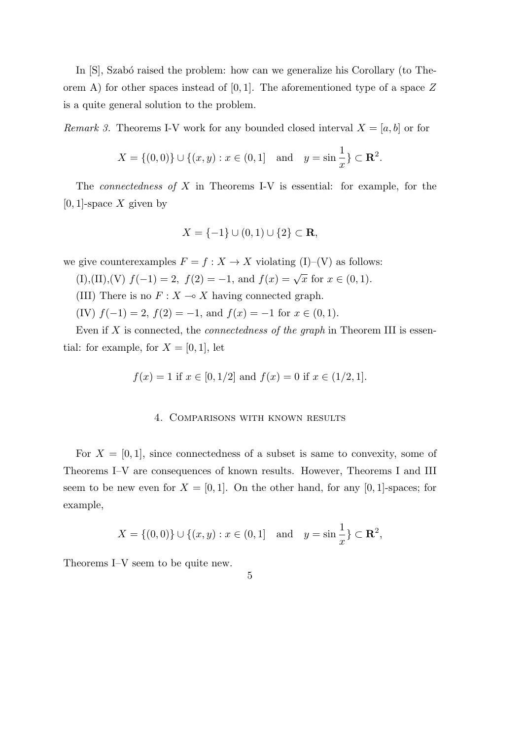In [S], Szabó raised the problem: how can we generalize his Corollary (to Theorem A) for other spaces instead of $[0,1]$. The aforementioned type of a space $Z$ is a quite general solution to the problem.

*Remark 3.* Theorems I-V work for any bounded closed interval $X = [a,b]$ or for

$$X = \{(0,0)\} \cup \{(x,y) : x \in (0,1] \quad \text{and} \quad y = \sin\frac{1}{x}\} \subset \mathbf{R}^2.$$

The *connectedness of* $X$ in Theorems I-V is essential: for example, for the $[0,1]$-space $X$ given by

$$X = \{-1\} \cup (0,1) \cup \{2\} \subset \mathbf{R},$$

we give counterexamples $F = f : X \to X$ violating (I)–(V) as follows:

(I),(II),(V) $f(-1) = 2,\ f(2) = -1$, and $f(x) = \sqrt{x}$ for $x \in (0,1)$.

(III) There is no $F : X \multimap X$ having connected graph.

(IV) $f(-1) = 2,\ f(2) = -1$, and $f(x) = -1$ for $x \in (0,1)$.

Even if $X$ is connected, the *connectedness of the graph* in Theorem III is essential: for example, for $X = [0,1]$, let

$$f(x) = 1 \text{ if } x \in [0,1/2] \text{ and } f(x) = 0 \text{ if } x \in (1/2,1].$$

## 4. Comparisons with known results

For $X = [0,1]$, since connectedness of a subset is same to convexity, some of Theorems I–V are consequences of known results. However, Theorems I and III seem to be new even for $X = [0,1]$. On the other hand, for any $[0,1]$-spaces; for example,

$$X = \{(0,0)\} \cup \{(x,y) : x \in (0,1] \quad \text{and} \quad y = \sin\frac{1}{x}\} \subset \mathbf{R}^2,$$

Theorems I–V seem to be quite new.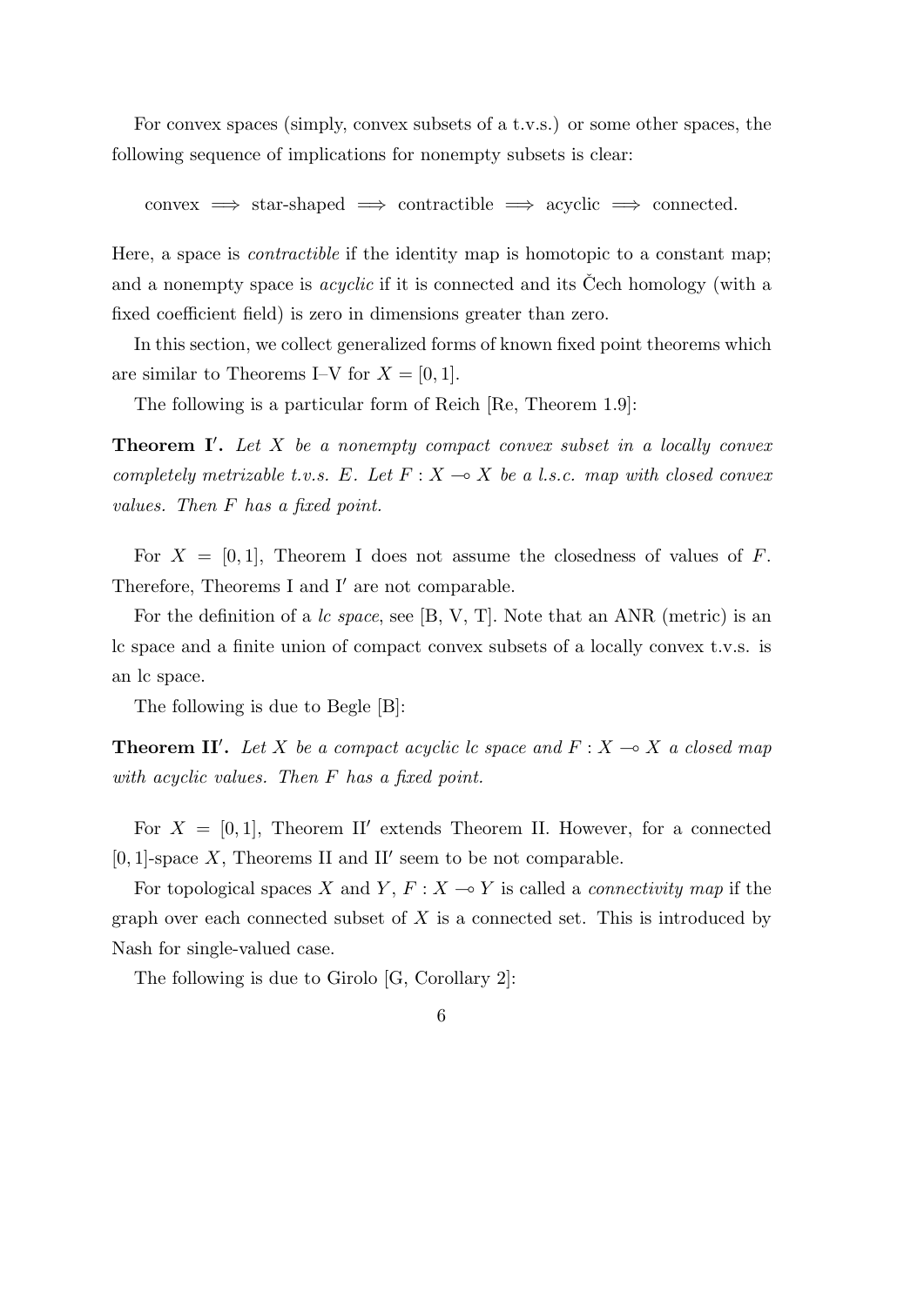For convex spaces (simply, convex subsets of a t.v.s.) or some other spaces, the following sequence of implications for nonempty subsets is clear:

$$\text{convex} \implies \text{star-shaped} \implies \text{contractible} \implies \text{acyclic} \implies \text{connected}.$$

Here, a space is *contractible* if the identity map is homotopic to a constant map; and a nonempty space is *acyclic* if it is connected and its Čech homology (with a fixed coefficient field) is zero in dimensions greater than zero.

In this section, we collect generalized forms of known fixed point theorems which are similar to Theorems I–V for $X = [0, 1]$.

The following is a particular form of Reich [Re, Theorem 1.9]:

**Theorem I$'$.** *Let $X$ be a nonempty compact convex subset in a locally convex completely metrizable t.v.s. $E$. Let $F : X \multimap X$ be a l.s.c. map with closed convex values. Then $F$ has a fixed point.*

For $X = [0, 1]$, Theorem I does not assume the closedness of values of $F$. Therefore, Theorems I and I$'$ are not comparable.

For the definition of a *lc space*, see [B, V, T]. Note that an ANR (metric) is an lc space and a finite union of compact convex subsets of a locally convex t.v.s. is an lc space.

The following is due to Begle [B]:

**Theorem II$'$.** *Let $X$ be a compact acyclic lc space and $F : X \multimap X$ a closed map with acyclic values. Then $F$ has a fixed point.*

For $X = [0, 1]$, Theorem II$'$ extends Theorem II. However, for a connected $[0, 1]$-space $X$, Theorems II and II$'$ seem to be not comparable.

For topological spaces $X$ and $Y$, $F : X \multimap Y$ is called a *connectivity map* if the graph over each connected subset of $X$ is a connected set. This is introduced by Nash for single-valued case.

The following is due to Girolo [G, Corollary 2]: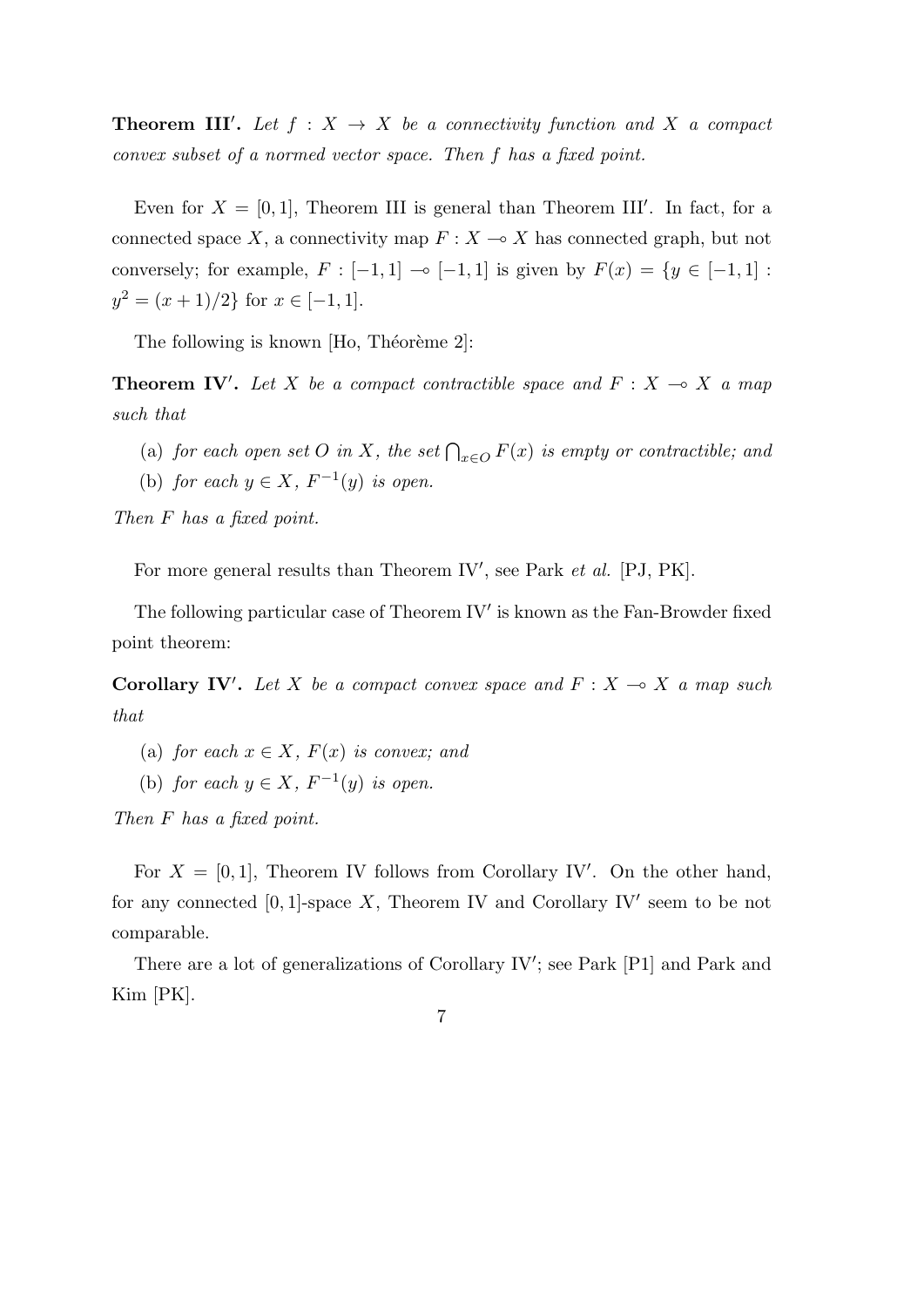**Theorem III′.** *Let $f : X \to X$ be a connectivity function and $X$ a compact convex subset of a normed vector space. Then $f$ has a fixed point.*

Even for $X = [0, 1]$, Theorem III is general than Theorem III′. In fact, for a connected space $X$, a connectivity map $F : X \multimap X$ has connected graph, but not conversely; for example, $F : [-1, 1] \multimap [-1, 1]$ is given by $F(x) = \{y \in [-1, 1] : y^2 = (x + 1)/2\}$ for $x \in [-1, 1]$.

The following is known [Ho, Théorème 2]:

**Theorem IV′.** *Let $X$ be a compact contractible space and $F : X \multimap X$ a map such that*

(a) *for each open set $O$ in $X$, the set $\bigcap_{x \in O} F(x)$ is empty or contractible; and*
(b) *for each $y \in X$, $F^{-1}(y)$ is open.*

*Then $F$ has a fixed point.*

For more general results than Theorem IV′, see Park *et al.* [PJ, PK].

The following particular case of Theorem IV′ is known as the Fan-Browder fixed point theorem:

**Corollary IV′.** *Let $X$ be a compact convex space and $F : X \multimap X$ a map such that*

(a) *for each $x \in X$, $F(x)$ is convex; and*
(b) *for each $y \in X$, $F^{-1}(y)$ is open.*

*Then $F$ has a fixed point.*

For $X = [0, 1]$, Theorem IV follows from Corollary IV′. On the other hand, for any connected $[0, 1]$-space $X$, Theorem IV and Corollary IV′ seem to be not comparable.

There are a lot of generalizations of Corollary IV′; see Park [P1] and Park and Kim [PK].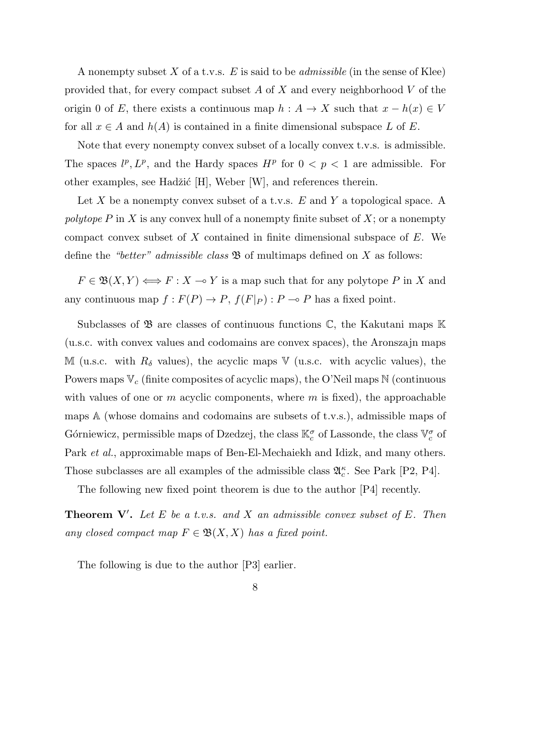A nonempty subset $X$ of a t.v.s. $E$ is said to be *admissible* (in the sense of Klee) provided that, for every compact subset $A$ of $X$ and every neighborhood $V$ of the origin 0 of $E$, there exists a continuous map $h : A \to X$ such that $x - h(x) \in V$ for all $x \in A$ and $h(A)$ is contained in a finite dimensional subspace $L$ of $E$.

Note that every nonempty convex subset of a locally convex t.v.s. is admissible. The spaces $l^p, L^p$, and the Hardy spaces $H^p$ for $0 < p < 1$ are admissible. For other examples, see Hadžić [H], Weber [W], and references therein.

Let $X$ be a nonempty convex subset of a t.v.s. $E$ and $Y$ a topological space. A *polytope* $P$ in $X$ is any convex hull of a nonempty finite subset of $X$; or a nonempty compact convex subset of $X$ contained in finite dimensional subspace of $E$. We define the *"better" admissible class* $\mathfrak{B}$ of multimaps defined on $X$ as follows:

$F \in \mathfrak{B}(X, Y) \Longleftrightarrow F : X \multimap Y$ is a map such that for any polytope $P$ in $X$ and any continuous map $f : F(P) \to P$, $f(F|_P) : P \multimap P$ has a fixed point.

Subclasses of $\mathfrak{B}$ are classes of continuous functions $\mathbb{C}$, the Kakutani maps $\mathbb{K}$ (u.s.c. with convex values and codomains are convex spaces), the Aronszajn maps $\mathbb{M}$ (u.s.c. with $R_\delta$ values), the acyclic maps $\mathbb{V}$ (u.s.c. with acyclic values), the Powers maps $\mathbb{V}_c$ (finite composites of acyclic maps), the O'Neil maps $\mathbb{N}$ (continuous with values of one or $m$ acyclic components, where $m$ is fixed), the approachable maps $\mathbb{A}$ (whose domains and codomains are subsets of t.v.s.), admissible maps of Górniewicz, permissible maps of Dzedzej, the class $\mathbb{K}_c^\sigma$ of Lassonde, the class $\mathbb{V}_c^\sigma$ of Park *et al.*, approximable maps of Ben-El-Mechaiekh and Idizk, and many others. Those subclasses are all examples of the admissible class $\mathfrak{A}_c^\kappa$. See Park [P2, P4].

The following new fixed point theorem is due to the author [P4] recently.

**Theorem V′.** *Let $E$ be a t.v.s. and $X$ an admissible convex subset of $E$. Then any closed compact map $F \in \mathfrak{B}(X, X)$ has a fixed point.*

The following is due to the author [P3] earlier.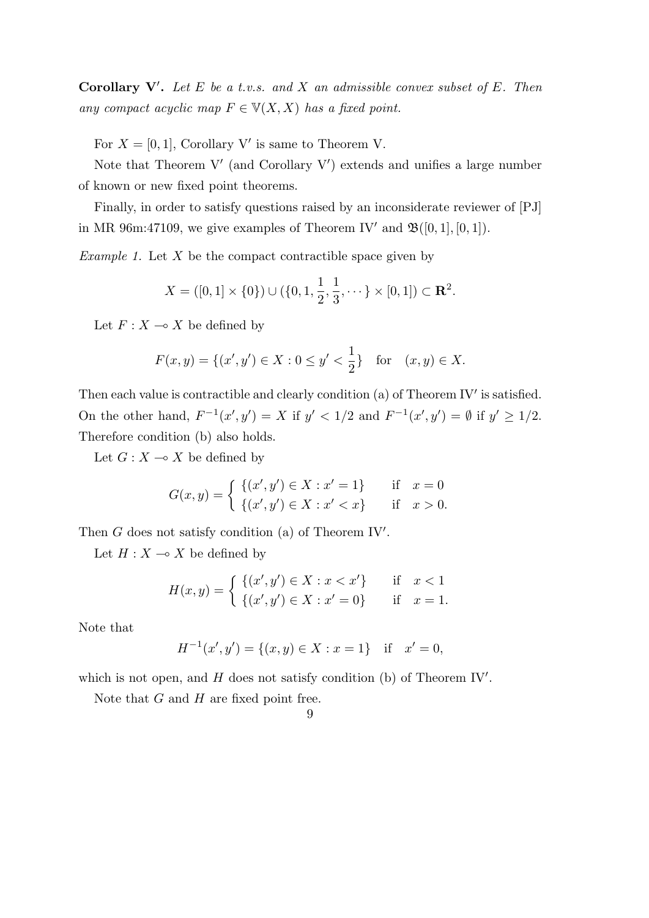**Corollary V$'$.** *Let $E$ be a t.v.s. and $X$ an admissible convex subset of $E$. Then any compact acyclic map $F \in \mathbb{V}(X, X)$ has a fixed point.*

For $X = [0, 1]$, Corollary V$'$ is same to Theorem V.

Note that Theorem V$'$ (and Corollary V$'$) extends and unifies a large number of known or new fixed point theorems.

Finally, in order to satisfy questions raised by an inconsiderate reviewer of [PJ] in MR 96m:47109, we give examples of Theorem IV$'$ and $\mathfrak{B}([0, 1], [0, 1])$.

*Example 1.* Let $X$ be the compact contractible space given by

$$X = ([0, 1] \times \{0\}) \cup (\{0, 1, \frac{1}{2}, \frac{1}{3}, \cdots\} \times [0, 1]) \subset \mathbf{R}^2.$$

Let $F : X \multimap X$ be defined by

$$F(x, y) = \{(x', y') \in X : 0 \leq y' < \frac{1}{2}\} \quad \text{for} \quad (x, y) \in X.$$

Then each value is contractible and clearly condition (a) of Theorem IV$'$ is satisfied. On the other hand, $F^{-1}(x', y') = X$ if $y' < 1/2$ and $F^{-1}(x', y') = \emptyset$ if $y' \geq 1/2$. Therefore condition (b) also holds.

Let $G : X \multimap X$ be defined by

$$G(x, y) = \begin{cases} \{(x', y') \in X : x' = 1\} & \text{if} \quad x = 0 \\ \{(x', y') \in X : x' < x\} & \text{if} \quad x > 0. \end{cases}$$

Then $G$ does not satisfy condition (a) of Theorem IV$'$.

Let $H : X \multimap X$ be defined by

$$H(x, y) = \begin{cases} \{(x', y') \in X : x < x'\} & \text{if} \quad x < 1 \\ \{(x', y') \in X : x' = 0\} & \text{if} \quad x = 1. \end{cases}$$

Note that

$$H^{-1}(x', y') = \{(x, y) \in X : x = 1\} \quad \text{if} \quad x' = 0,$$

which is not open, and $H$ does not satisfy condition (b) of Theorem IV$'$.

Note that $G$ and $H$ are fixed point free.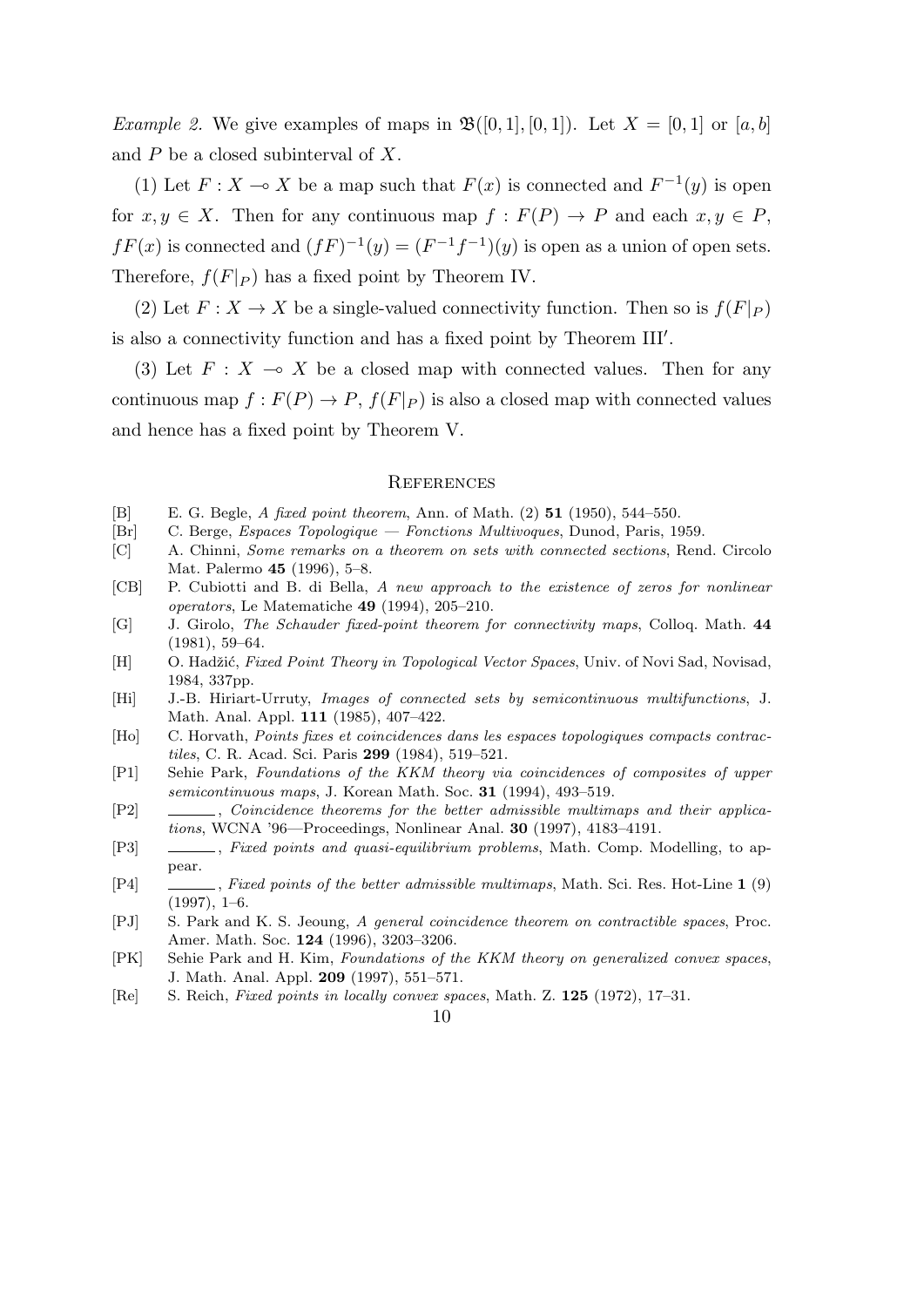*Example 2.* We give examples of maps in $\mathfrak{B}([0,1],[0,1])$. Let $X = [0,1]$ or $[a,b]$ and $P$ be a closed subinterval of $X$.

(1) Let $F : X \multimap X$ be a map such that $F(x)$ is connected and $F^{-1}(y)$ is open for $x, y \in X$. Then for any continuous map $f : F(P) \to P$ and each $x, y \in P$, $fF(x)$ is connected and $(fF)^{-1}(y) = (F^{-1}f^{-1})(y)$ is open as a union of open sets. Therefore, $f(F|_P)$ has a fixed point by Theorem IV.

(2) Let $F : X \to X$ be a single-valued connectivity function. Then so is $f(F|_P)$ is also a connectivity function and has a fixed point by Theorem III$'$.

(3) Let $F : X \multimap X$ be a closed map with connected values. Then for any continuous map $f : F(P) \to P$, $f(F|_P)$ is also a closed map with connected values and hence has a fixed point by Theorem V.

## References

[B] E. G. Begle, *A fixed point theorem*, Ann. of Math. (2) **51** (1950), 544–550.

[Br] C. Berge, *Espaces Topologique — Fonctions Multivoques*, Dunod, Paris, 1959.

[C] A. Chinni, *Some remarks on a theorem on sets with connected sections*, Rend. Circolo Mat. Palermo **45** (1996), 5–8.

[CB] P. Cubiotti and B. di Bella, *A new approach to the existence of zeros for nonlinear operators*, Le Matematiche **49** (1994), 205–210.

[G] J. Girolo, *The Schauder fixed-point theorem for connectivity maps*, Colloq. Math. **44** (1981), 59–64.

[H] O. Hadžić, *Fixed Point Theory in Topological Vector Spaces*, Univ. of Novi Sad, Novisad, 1984, 337pp.

[Hi] J.-B. Hiriart-Urruty, *Images of connected sets by semicontinuous multifunctions*, J. Math. Anal. Appl. **111** (1985), 407–422.

[Ho] C. Horvath, *Points fixes et coincidences dans les espaces topologiques compacts contractiles*, C. R. Acad. Sci. Paris **299** (1984), 519–521.

[P1] Sehie Park, *Foundations of the KKM theory via coincidences of composites of upper semicontinuous maps*, J. Korean Math. Soc. **31** (1994), 493–519.

[P2] ______, *Coincidence theorems for the better admissible multimaps and their applications*, WCNA '96—Proceedings, Nonlinear Anal. **30** (1997), 4183–4191.

[P3] ______, *Fixed points and quasi-equilibrium problems*, Math. Comp. Modelling, to appear.

[P4] ______, *Fixed points of the better admissible multimaps*, Math. Sci. Res. Hot-Line **1** (9) (1997), 1–6.

[PJ] S. Park and K. S. Jeoung, *A general coincidence theorem on contractible spaces*, Proc. Amer. Math. Soc. **124** (1996), 3203–3206.

[PK] Sehie Park and H. Kim, *Foundations of the KKM theory on generalized convex spaces*, J. Math. Anal. Appl. **209** (1997), 551–571.

[Re] S. Reich, *Fixed points in locally convex spaces*, Math. Z. **125** (1972), 17–31.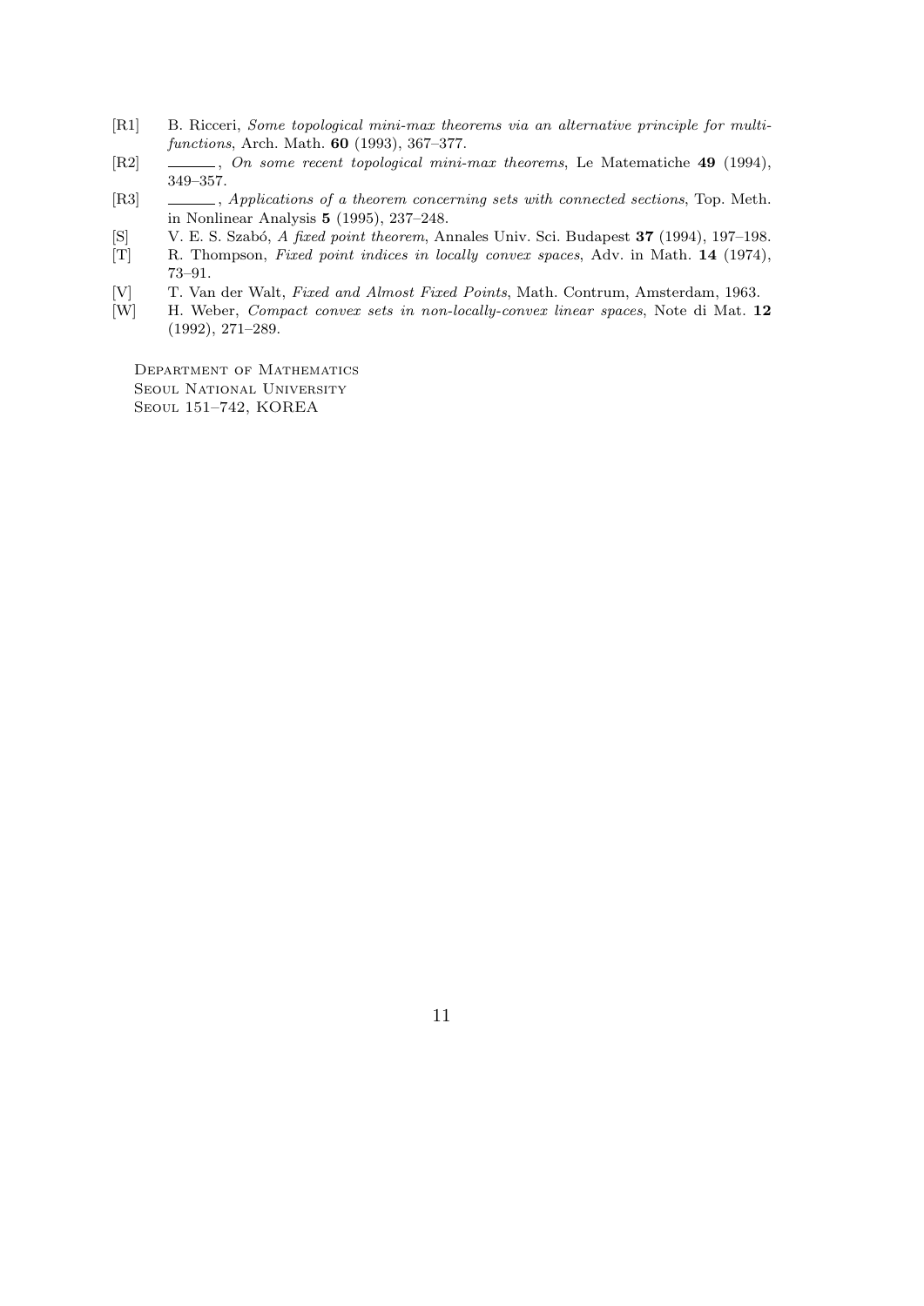- [R1] B. Ricceri, *Some topological mini-max theorems via an alternative principle for multifunctions*, Arch. Math. **60** (1993), 367–377.
- [R2] ———, *On some recent topological mini-max theorems*, Le Matematiche **49** (1994), 349–357.
- [R3] ———, *Applications of a theorem concerning sets with connected sections*, Top. Meth. in Nonlinear Analysis **5** (1995), 237–248.
- [S] V. E. S. Szabó, *A fixed point theorem*, Annales Univ. Sci. Budapest **37** (1994), 197–198.
- [T] R. Thompson, *Fixed point indices in locally convex spaces*, Adv. in Math. **14** (1974), 73–91.
- [V] T. Van der Walt, *Fixed and Almost Fixed Points*, Math. Contrum, Amsterdam, 1963.
- [W] H. Weber, *Compact convex sets in non-locally-convex linear spaces*, Note di Mat. **12** (1992), 271–289.

Department of Mathematics
Seoul National University
Seoul 151–742, KOREA